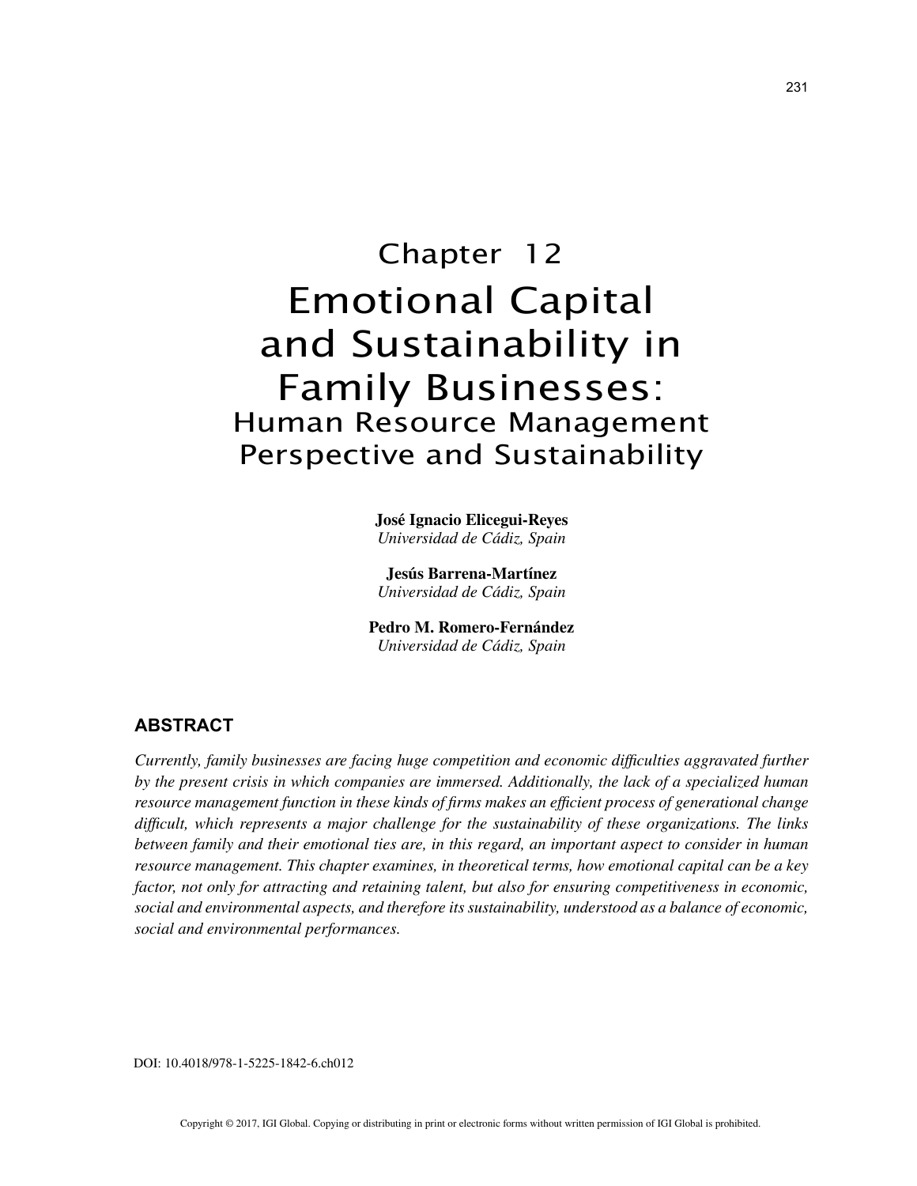# Chapter 12
# Emotional Capital and Sustainability in Family Businesses:
## Human Resource Management Perspective and Sustainability

**José Ignacio Elicegui-Reyes**
*Universidad de Cádiz, Spain*

**Jesús Barrena-Martínez**
*Universidad de Cádiz, Spain*

**Pedro M. Romero-Fernández**
*Universidad de Cádiz, Spain*

## ABSTRACT

*Currently, family businesses are facing huge competition and economic difficulties aggravated further by the present crisis in which companies are immersed. Additionally, the lack of a specialized human resource management function in these kinds of firms makes an efficient process of generational change difficult, which represents a major challenge for the sustainability of these organizations. The links between family and their emotional ties are, in this regard, an important aspect to consider in human resource management. This chapter examines, in theoretical terms, how emotional capital can be a key factor, not only for attracting and retaining talent, but also for ensuring competitiveness in economic, social and environmental aspects, and therefore its sustainability, understood as a balance of economic, social and environmental performances.*

DOI: 10.4018/978-1-5225-1842-6.ch012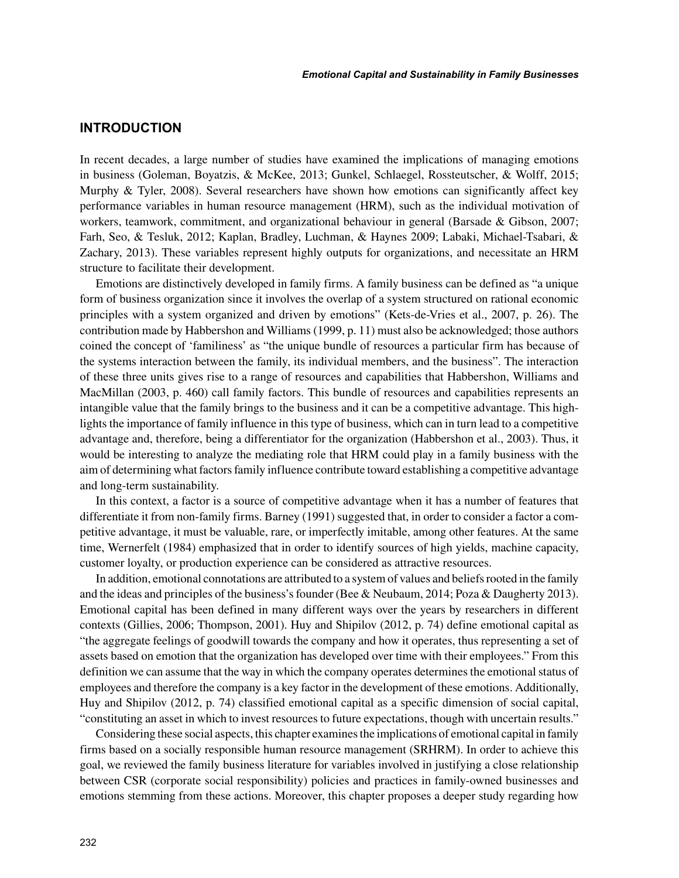## INTRODUCTION

In recent decades, a large number of studies have examined the implications of managing emotions in business (Goleman, Boyatzis, & McKee, 2013; Gunkel, Schlaegel, Rossteutscher, & Wolff, 2015; Murphy & Tyler, 2008). Several researchers have shown how emotions can significantly affect key performance variables in human resource management (HRM), such as the individual motivation of workers, teamwork, commitment, and organizational behaviour in general (Barsade & Gibson, 2007; Farh, Seo, & Tesluk, 2012; Kaplan, Bradley, Luchman, & Haynes 2009; Labaki, Michael-Tsabari, & Zachary, 2013). These variables represent highly outputs for organizations, and necessitate an HRM structure to facilitate their development.

Emotions are distinctively developed in family firms. A family business can be defined as "a unique form of business organization since it involves the overlap of a system structured on rational economic principles with a system organized and driven by emotions" (Kets-de-Vries et al., 2007, p. 26). The contribution made by Habbershon and Williams (1999, p. 11) must also be acknowledged; those authors coined the concept of 'familiness' as "the unique bundle of resources a particular firm has because of the systems interaction between the family, its individual members, and the business". The interaction of these three units gives rise to a range of resources and capabilities that Habbershon, Williams and MacMillan (2003, p. 460) call family factors. This bundle of resources and capabilities represents an intangible value that the family brings to the business and it can be a competitive advantage. This highlights the importance of family influence in this type of business, which can in turn lead to a competitive advantage and, therefore, being a differentiator for the organization (Habbershon et al., 2003). Thus, it would be interesting to analyze the mediating role that HRM could play in a family business with the aim of determining what factors family influence contribute toward establishing a competitive advantage and long-term sustainability.

In this context, a factor is a source of competitive advantage when it has a number of features that differentiate it from non-family firms. Barney (1991) suggested that, in order to consider a factor a competitive advantage, it must be valuable, rare, or imperfectly imitable, among other features. At the same time, Wernerfelt (1984) emphasized that in order to identify sources of high yields, machine capacity, customer loyalty, or production experience can be considered as attractive resources.

In addition, emotional connotations are attributed to a system of values and beliefs rooted in the family and the ideas and principles of the business's founder (Bee & Neubaum, 2014; Poza & Daugherty 2013). Emotional capital has been defined in many different ways over the years by researchers in different contexts (Gillies, 2006; Thompson, 2001). Huy and Shipilov (2012, p. 74) define emotional capital as "the aggregate feelings of goodwill towards the company and how it operates, thus representing a set of assets based on emotion that the organization has developed over time with their employees." From this definition we can assume that the way in which the company operates determines the emotional status of employees and therefore the company is a key factor in the development of these emotions. Additionally, Huy and Shipilov (2012, p. 74) classified emotional capital as a specific dimension of social capital, "constituting an asset in which to invest resources to future expectations, though with uncertain results."

Considering these social aspects, this chapter examines the implications of emotional capital in family firms based on a socially responsible human resource management (SRHRM). In order to achieve this goal, we reviewed the family business literature for variables involved in justifying a close relationship between CSR (corporate social responsibility) policies and practices in family-owned businesses and emotions stemming from these actions. Moreover, this chapter proposes a deeper study regarding how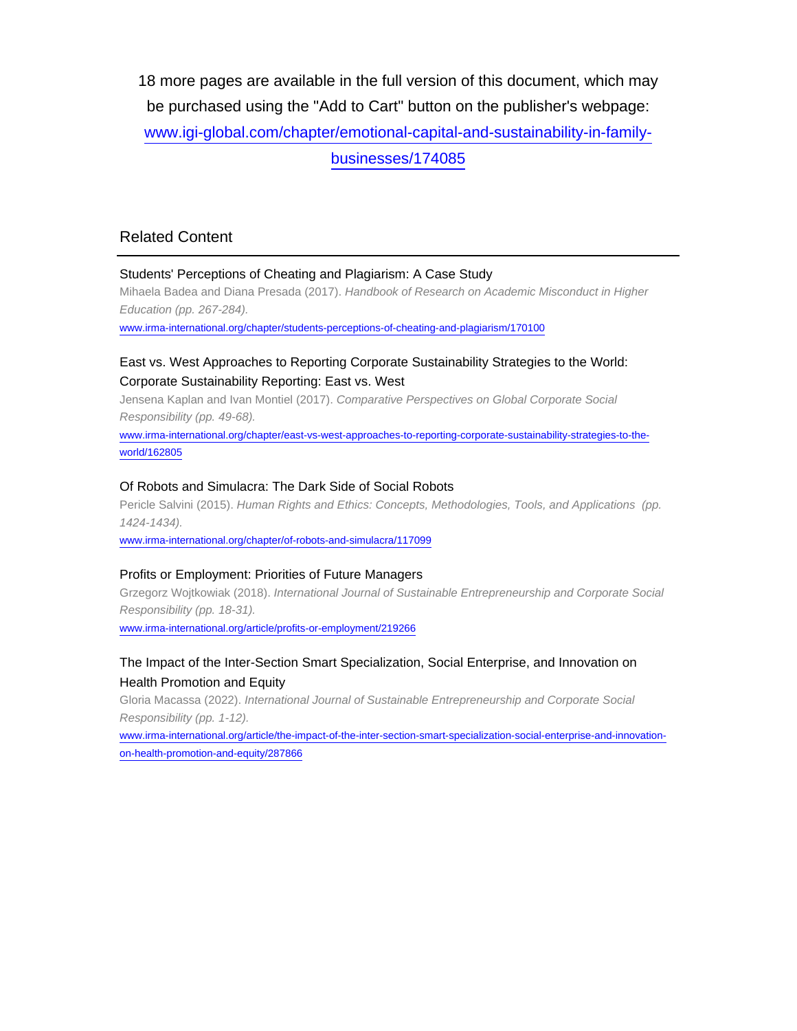18 more pages are available in the full version of this document, which may be purchased using the "Add to Cart" button on the publisher's webpage: [www.igi-global.com/chapter/emotional-capital-and-sustainability-in-family-businesses/174085](www.igi-global.com/chapter/emotional-capital-and-sustainability-in-family-businesses/174085)

## Related Content

---

Students' Perceptions of Cheating and Plagiarism: A Case Study

Mihaela Badea and Diana Presada (2017). *Handbook of Research on Academic Misconduct in Higher Education (pp. 267-284).*

[www.irma-international.org/chapter/students-perceptions-of-cheating-and-plagiarism/170100](www.irma-international.org/chapter/students-perceptions-of-cheating-and-plagiarism/170100)

East vs. West Approaches to Reporting Corporate Sustainability Strategies to the World: Corporate Sustainability Reporting: East vs. West

Jensena Kaplan and Ivan Montiel (2017). *Comparative Perspectives on Global Corporate Social Responsibility (pp. 49-68).*

[www.irma-international.org/chapter/east-vs-west-approaches-to-reporting-corporate-sustainability-strategies-to-the-world/162805](www.irma-international.org/chapter/east-vs-west-approaches-to-reporting-corporate-sustainability-strategies-to-the-world/162805)

Of Robots and Simulacra: The Dark Side of Social Robots

Pericle Salvini (2015). *Human Rights and Ethics: Concepts, Methodologies, Tools, and Applications (pp. 1424-1434).*

[www.irma-international.org/chapter/of-robots-and-simulacra/117099](www.irma-international.org/chapter/of-robots-and-simulacra/117099)

Profits or Employment: Priorities of Future Managers

Grzegorz Wojtkowiak (2018). *International Journal of Sustainable Entrepreneurship and Corporate Social Responsibility (pp. 18-31).*

[www.irma-international.org/article/profits-or-employment/219266](www.irma-international.org/article/profits-or-employment/219266)

The Impact of the Inter-Section Smart Specialization, Social Enterprise, and Innovation on Health Promotion and Equity

Gloria Macassa (2022). *International Journal of Sustainable Entrepreneurship and Corporate Social Responsibility (pp. 1-12).*

[www.irma-international.org/article/the-impact-of-the-inter-section-smart-specialization-social-enterprise-and-innovation-on-health-promotion-and-equity/287866](www.irma-international.org/article/the-impact-of-the-inter-section-smart-specialization-social-enterprise-and-innovation-on-health-promotion-and-equity/287866)